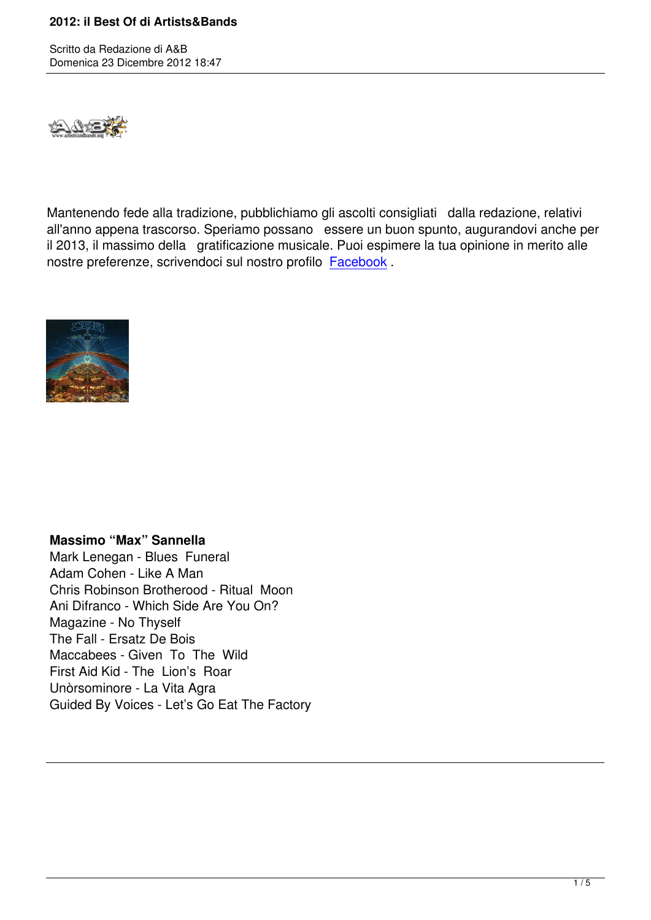Mantenendo fede alla tradizione, pubblichiamo gli ascolti consigliati dalla redazione, relativi all'anno appena trascorso. Speriamo possano essere un buon spunto, augurandovi anche per il 2013, il massimo della gratificazione musicale. Puoi espimere la tua opinione in merito alle nostre preferenze, scrivendoci sul nostro profilo Facebook .

**Massimo “Max” Sannella**
Mark Lenegan - Blues Funeral
Adam Cohen - Like A Man
Chris Robinson Brotherood - Ritual Moon
Ani Difranco - Which Side Are You On?
Magazine - No Thyself
The Fall - Ersatz De Bois
Maccabees - Given To The Wild
First Aid Kid - The Lion’s Roar
Unòrsominore - La Vita Agra
Guided By Voices - Let’s Go Eat The Factory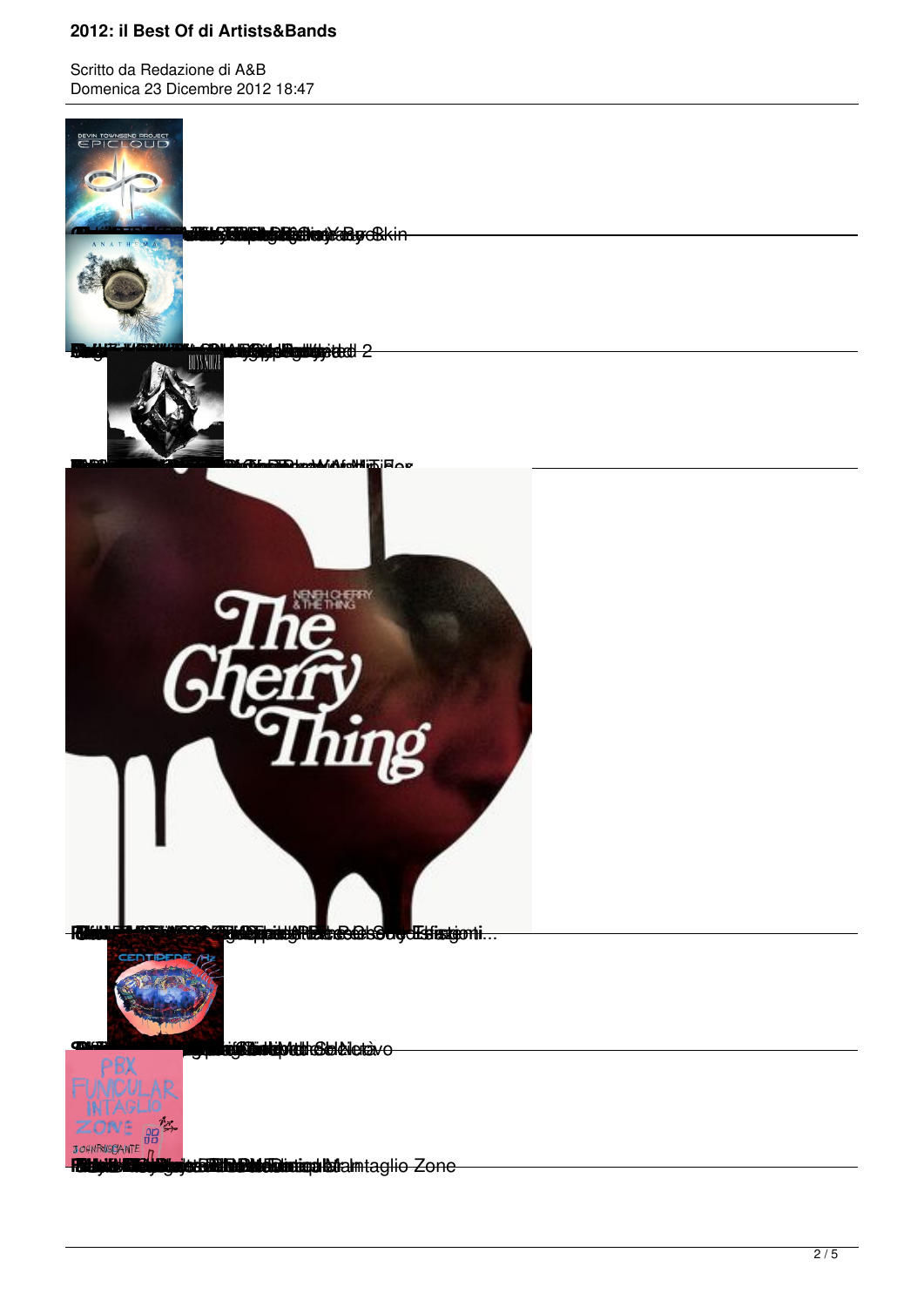Skin

2

Fog

...

Ottavo

Intaglio Zone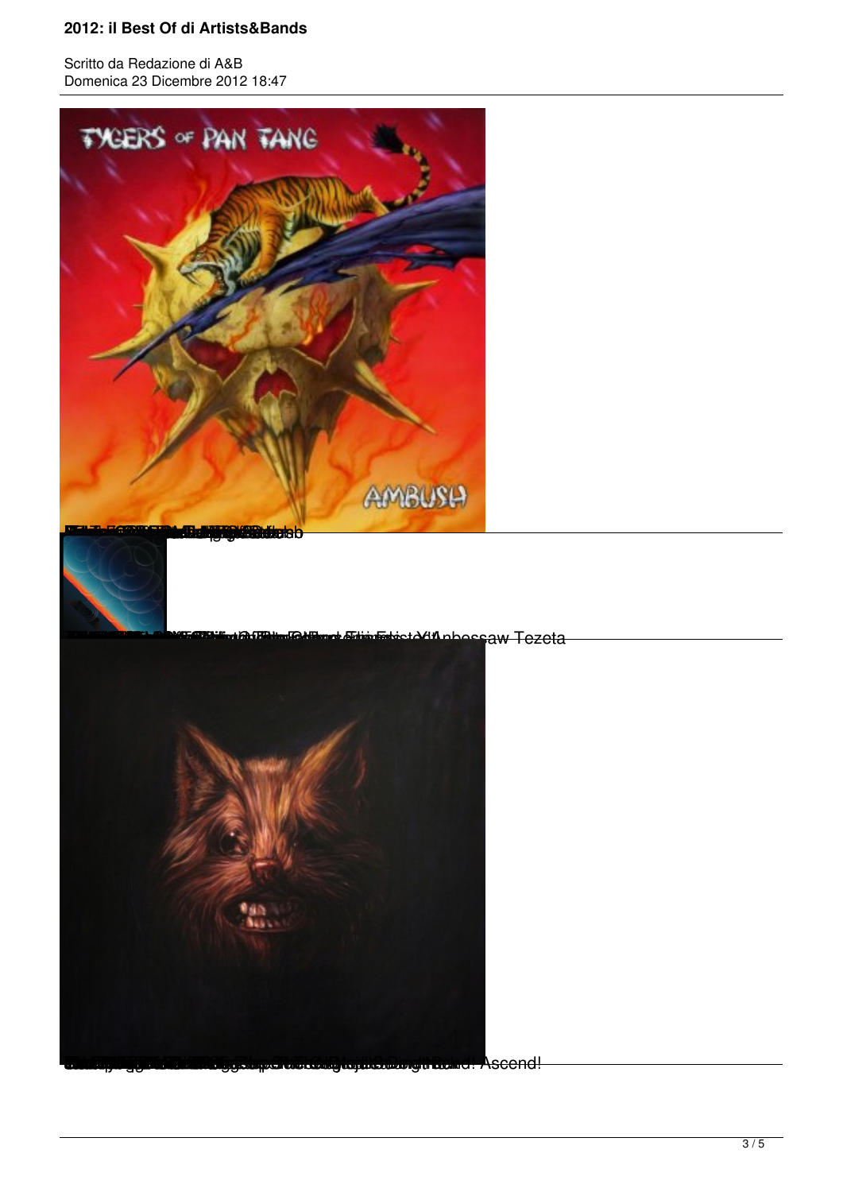Ambossaw Tezeta

Ascend!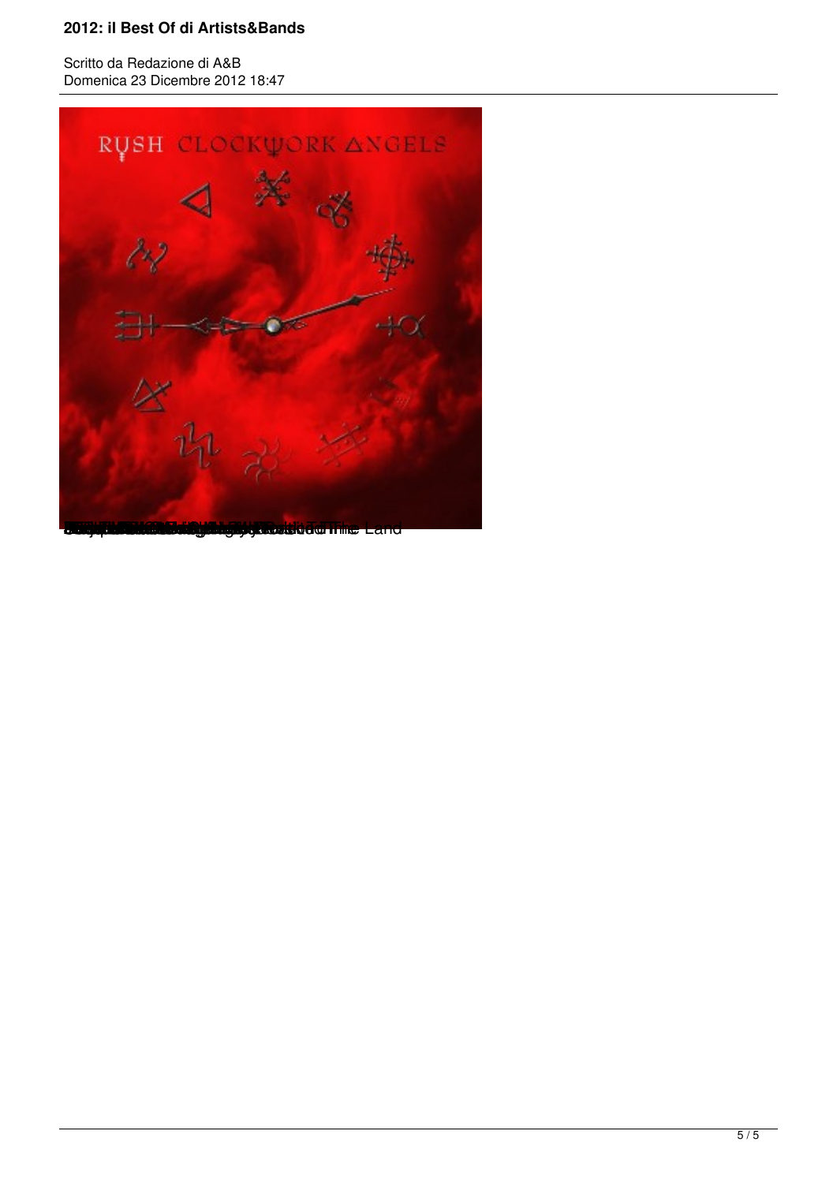The Land